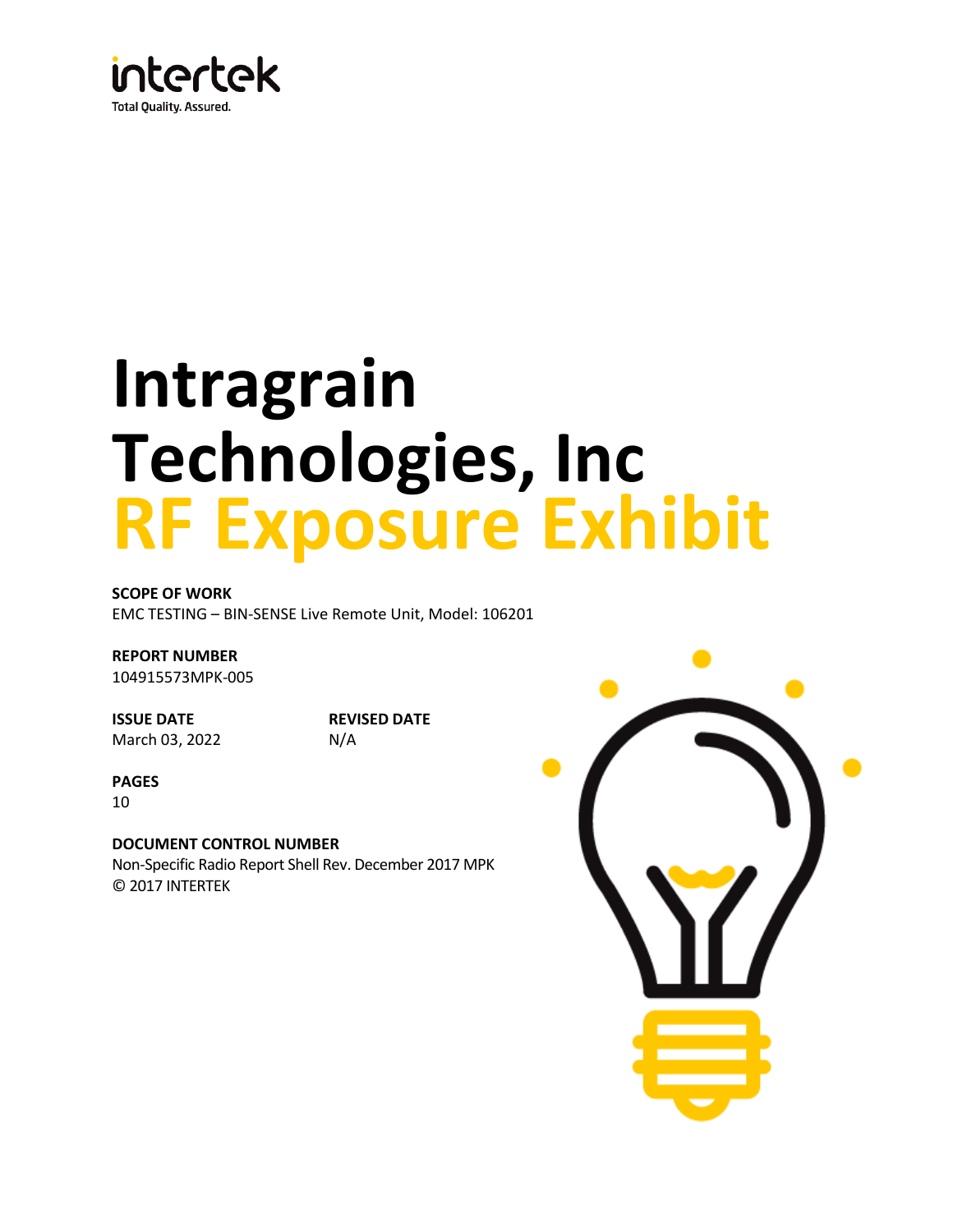intertek

Total Quality. Assured.

# Intragrain Technologies, Inc

# RF Exposure Exhibit

**SCOPE OF WORK**

EMC TESTING – BIN-SENSE Live Remote Unit, Model: 106201

**REPORT NUMBER**

104915573MPK-005

**ISSUE DATE**

March 03, 2022

**REVISED DATE**

N/A

**PAGES**

10

**DOCUMENT CONTROL NUMBER**

Non-Specific Radio Report Shell Rev. December 2017 MPK

© 2017 INTERTEK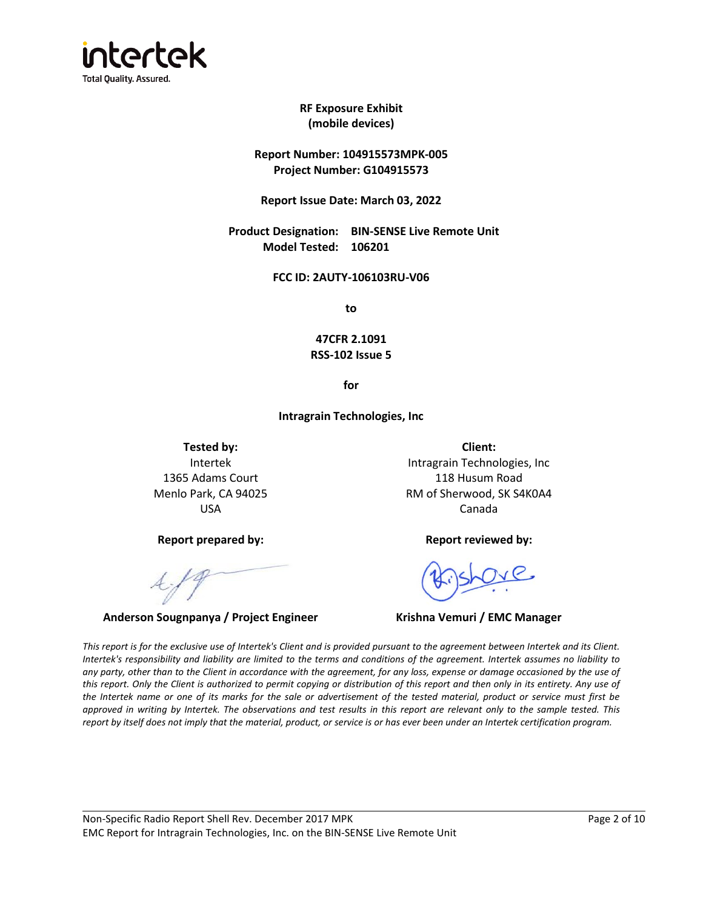# RF Exposure Exhibit
## (mobile devices)

**Report Number: 104915573MPK-005**
**Project Number: G104915573**

**Report Issue Date: March 03, 2022**

**Product Designation:** **BIN-SENSE Live Remote Unit**
**Model Tested:** **106201**

**FCC ID: 2AUTY-106103RU-V06**

**to**

**47CFR 2.1091**
**RSS-102 Issue 5**

**for**

**Intragrain Technologies, Inc**

**Tested by:**
Intertek
1365 Adams Court
Menlo Park, CA 94025
USA

**Client:**
Intragrain Technologies, Inc
118 Husum Road
RM of Sherwood, SK S4K0A4
Canada

**Report prepared by:**

**Anderson Sougnpanya / Project Engineer**

**Report reviewed by:**

**Krishna Vemuri / EMC Manager**

*This report is for the exclusive use of Intertek's Client and is provided pursuant to the agreement between Intertek and its Client. Intertek's responsibility and liability are limited to the terms and conditions of the agreement. Intertek assumes no liability to any party, other than to the Client in accordance with the agreement, for any loss, expense or damage occasioned by the use of this report. Only the Client is authorized to permit copying or distribution of this report and then only in its entirety. Any use of the Intertek name or one of its marks for the sale or advertisement of the tested material, product or service must first be approved in writing by Intertek. The observations and test results in this report are relevant only to the sample tested. This report by itself does not imply that the material, product, or service is or has ever been under an Intertek certification program.*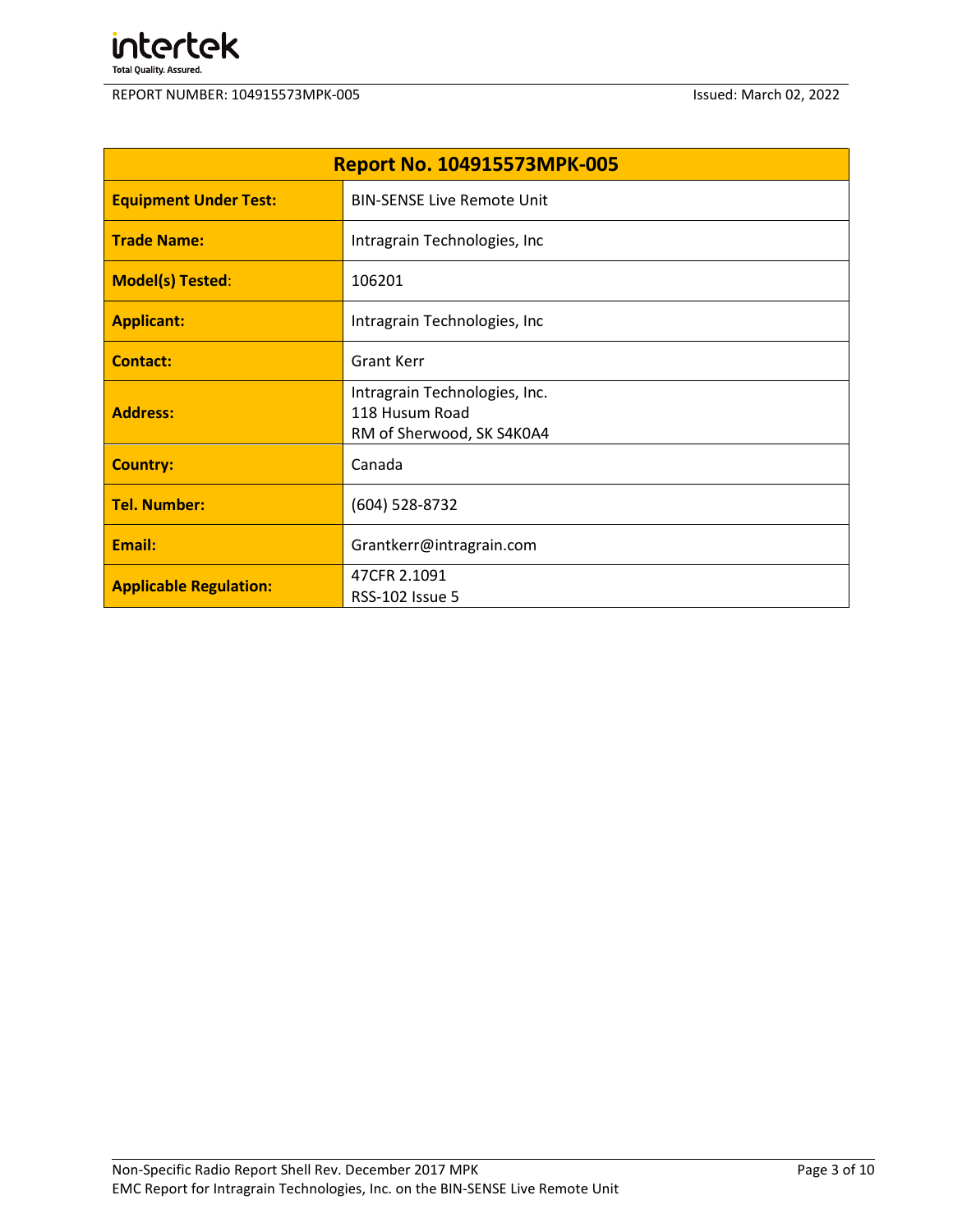| Report No. 104915573MPK-005 | |
|---|---|
| **Equipment Under Test:** | BIN-SENSE Live Remote Unit |
| **Trade Name:** | Intragrain Technologies, Inc |
| **Model(s) Tested:** | 106201 |
| **Applicant:** | Intragrain Technologies, Inc |
| **Contact:** | Grant Kerr |
| **Address:** | Intragrain Technologies, Inc.<br>118 Husum Road<br>RM of Sherwood, SK S4K0A4 |
| **Country:** | Canada |
| **Tel. Number:** | (604) 528-8732 |
| **Email:** | Grantkerr@intragrain.com |
| **Applicable Regulation:** | 47CFR 2.1091<br>RSS-102 Issue 5 |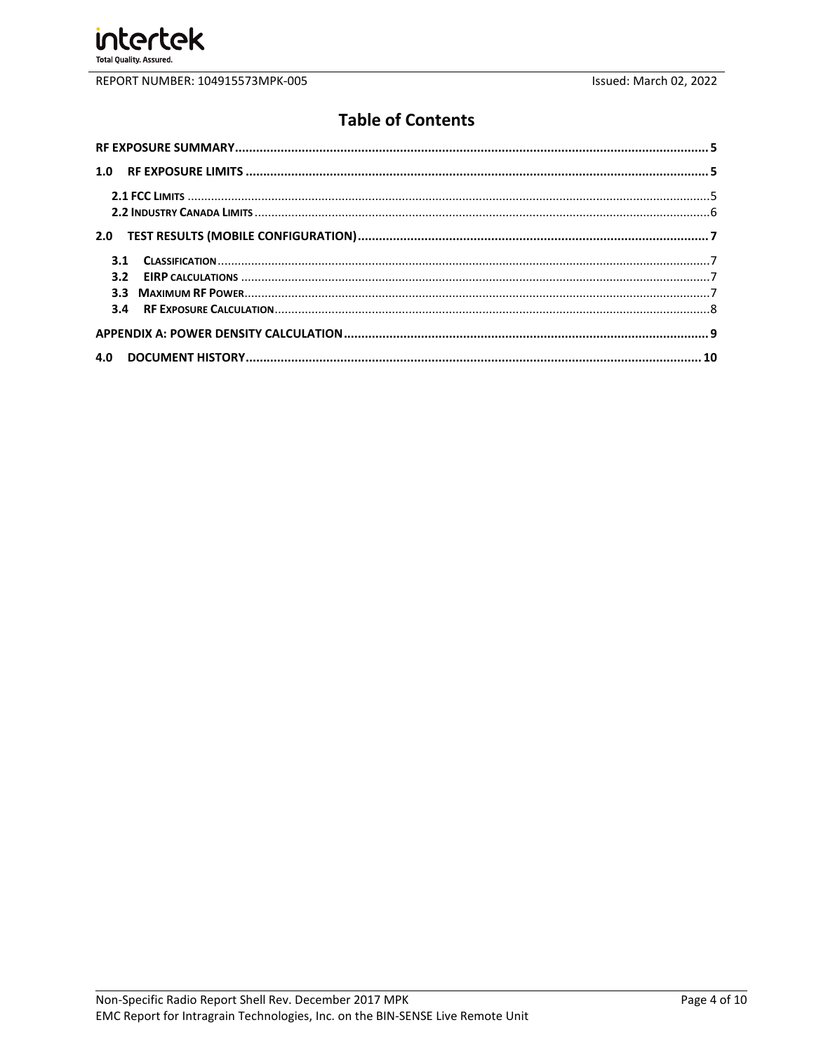# Table of Contents

| | |
|---|---|
| **RF EXPOSURE SUMMARY** | **5** |
| **1.0 RF EXPOSURE LIMITS** | **5** |
| **2.1 FCC LIMITS** | 5 |
| **2.2 INDUSTRY CANADA LIMITS** | 6 |
| **2.0 TEST RESULTS (MOBILE CONFIGURATION)** | **7** |
| **3.1 CLASSIFICATION** | 7 |
| **3.2 EIRP CALCULATIONS** | 7 |
| **3.3 MAXIMUM RF POWER** | 7 |
| **3.4 RF EXPOSURE CALCULATION** | 8 |
| **APPENDIX A: POWER DENSITY CALCULATION** | **9** |
| **4.0 DOCUMENT HISTORY** | **10** |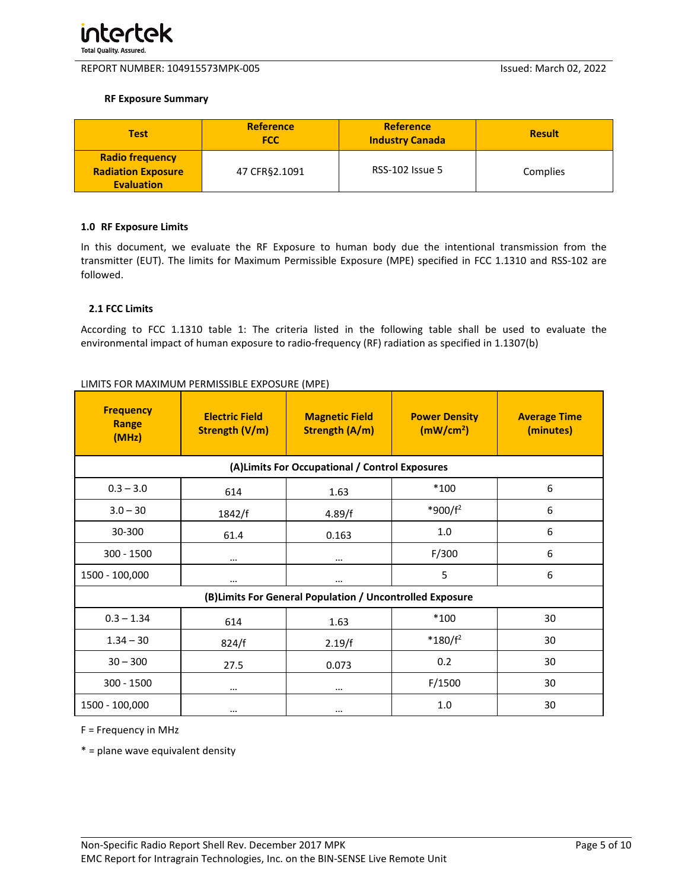**RF Exposure Summary**

| Test | Reference FCC | Reference Industry Canada | Result |
|---|---|---|---|
| **Radio frequency Radiation Exposure Evaluation** | 47 CFR§2.1091 | RSS-102 Issue 5 | Complies |

### 1.0 RF Exposure Limits

In this document, we evaluate the RF Exposure to human body due the intentional transmission from the transmitter (EUT). The limits for Maximum Permissible Exposure (MPE) specified in FCC 1.1310 and RSS-102 are followed.

#### 2.1 FCC Limits

According to FCC 1.1310 table 1: The criteria listed in the following table shall be used to evaluate the environmental impact of human exposure to radio-frequency (RF) radiation as specified in 1.1307(b)

LIMITS FOR MAXIMUM PERMISSIBLE EXPOSURE (MPE)

| Frequency Range (MHz) | Electric Field Strength (V/m) | Magnetic Field Strength (A/m) | Power Density ($mW/cm^2$) | Average Time (minutes) |
|---|---|---|---|---|
| **(A)Limits For Occupational / Control Exposures** | | | | |
| 0.3 – 3.0 | 614 | 1.63 | *100 | 6 |
| 3.0 – 30 | 1842/f | 4.89/f | *900/$f^2$ | 6 |
| 30-300 | 61.4 | 0.163 | 1.0 | 6 |
| 300 - 1500 | … | … | F/300 | 6 |
| 1500 - 100,000 | … | … | 5 | 6 |
| **(B)Limits For General Population / Uncontrolled Exposure** | | | | |
| 0.3 – 1.34 | 614 | 1.63 | *100 | 30 |
| 1.34 – 30 | 824/f | 2.19/f | *180/$f^2$ | 30 |
| 30 – 300 | 27.5 | 0.073 | 0.2 | 30 |
| 300 - 1500 | … | … | F/1500 | 30 |
| 1500 - 100,000 | … | … | 1.0 | 30 |

F = Frequency in MHz

* = plane wave equivalent density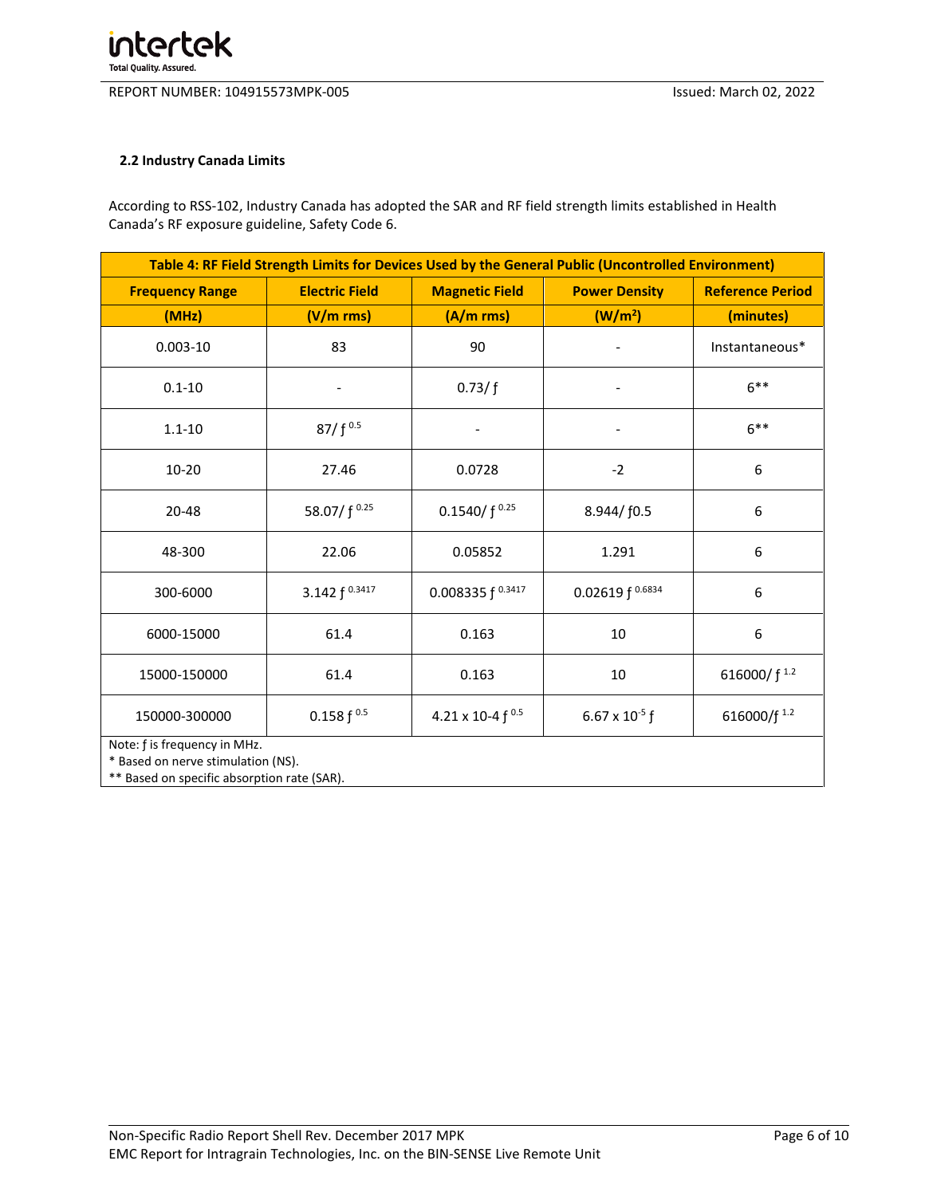### 2.2 Industry Canada Limits

According to RSS-102, Industry Canada has adopted the SAR and RF field strength limits established in Health Canada's RF exposure guideline, Safety Code 6.

| Table 4: RF Field Strength Limits for Devices Used by the General Public (Uncontrolled Environment) | | | | |
|---|---|---|---|---|
| **Frequency Range (MHz)** | **Electric Field (V/m rms)** | **Magnetic Field (A/m rms)** | **Power Density (W/m²)** | **Reference Period (minutes)** |
| 0.003-10 | 83 | 90 | - | Instantaneous* |
| 0.1-10 | - | $0.73/ f$ | - | 6** |
| 1.1-10 | $87/ f^{0.5}$ | - | - | 6** |
| 10-20 | 27.46 | 0.0728 | -2 | 6 |
| 20-48 | $58.07/ f^{0.25}$ | $0.1540/ f^{0.25}$ | 8.944/ f0.5 | 6 |
| 48-300 | 22.06 | 0.05852 | 1.291 | 6 |
| 300-6000 | $3.142\ f^{0.3417}$ | $0.008335\ f^{0.3417}$ | $0.02619\ f^{0.6834}$ | 6 |
| 6000-15000 | 61.4 | 0.163 | 10 | 6 |
| 15000-150000 | 61.4 | 0.163 | 10 | $616000/ f^{1.2}$ |
| 150000-300000 | $0.158\ f^{0.5}$ | $4.21 \times 10\text{-}4\ f^{0.5}$ | $6.67 \times 10^{-5}\ f$ | $616000/f^{1.2}$ |

Note: f is frequency in MHz.
* Based on nerve stimulation (NS).
** Based on specific absorption rate (SAR).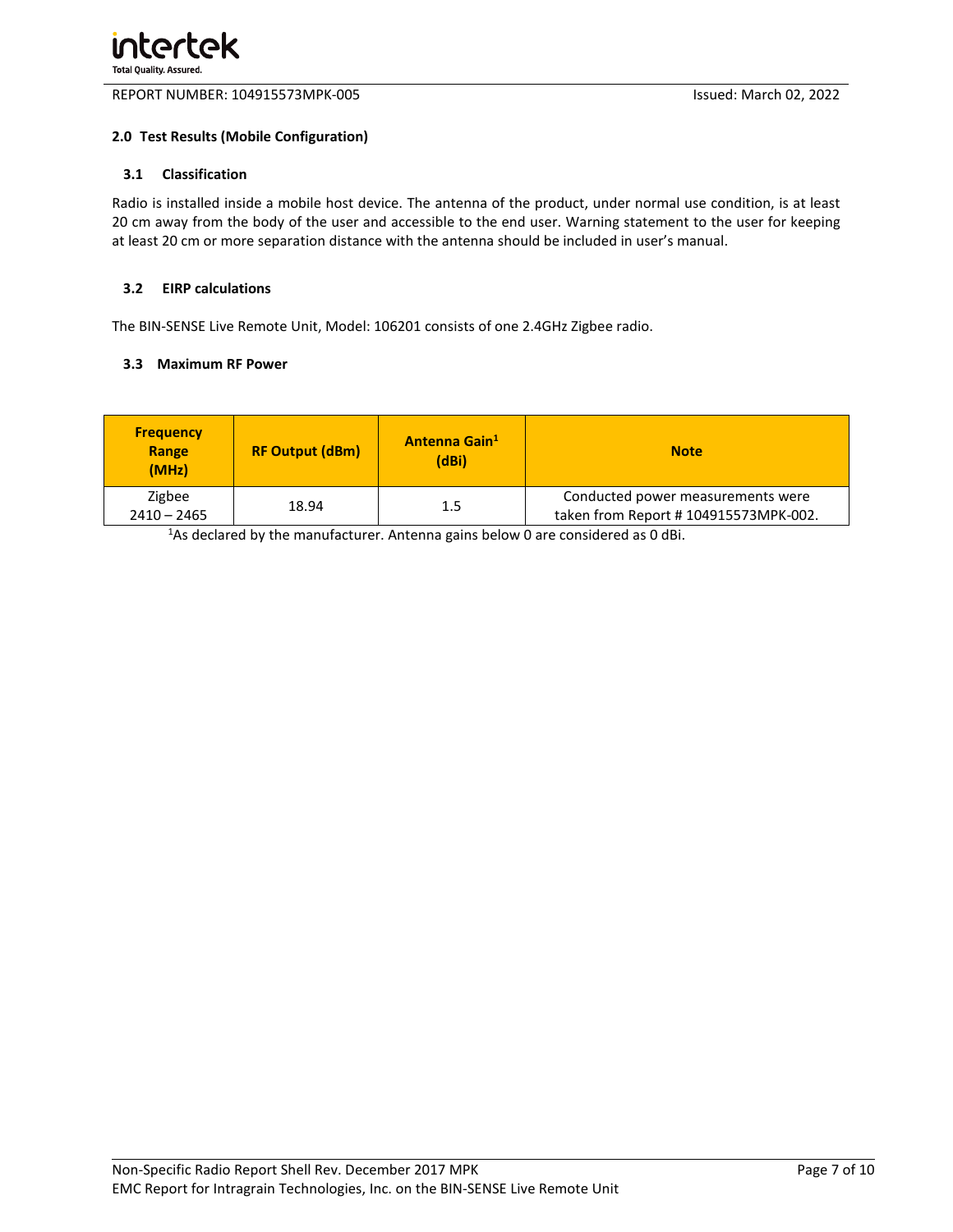## 2.0 Test Results (Mobile Configuration)

### 3.1 Classification

Radio is installed inside a mobile host device. The antenna of the product, under normal use condition, is at least 20 cm away from the body of the user and accessible to the end user. Warning statement to the user for keeping at least 20 cm or more separation distance with the antenna should be included in user's manual.

### 3.2 EIRP calculations

The BIN-SENSE Live Remote Unit, Model: 106201 consists of one 2.4GHz Zigbee radio.

### 3.3 Maximum RF Power

| Frequency Range (MHz) | RF Output (dBm) | Antenna Gain[1] (dBi) | Note |
|---|---|---|---|
| Zigbee 2410 – 2465 | 18.94 | 1.5 | Conducted power measurements were taken from Report # 104915573MPK-002. |

[1]As declared by the manufacturer. Antenna gains below 0 are considered as 0 dBi.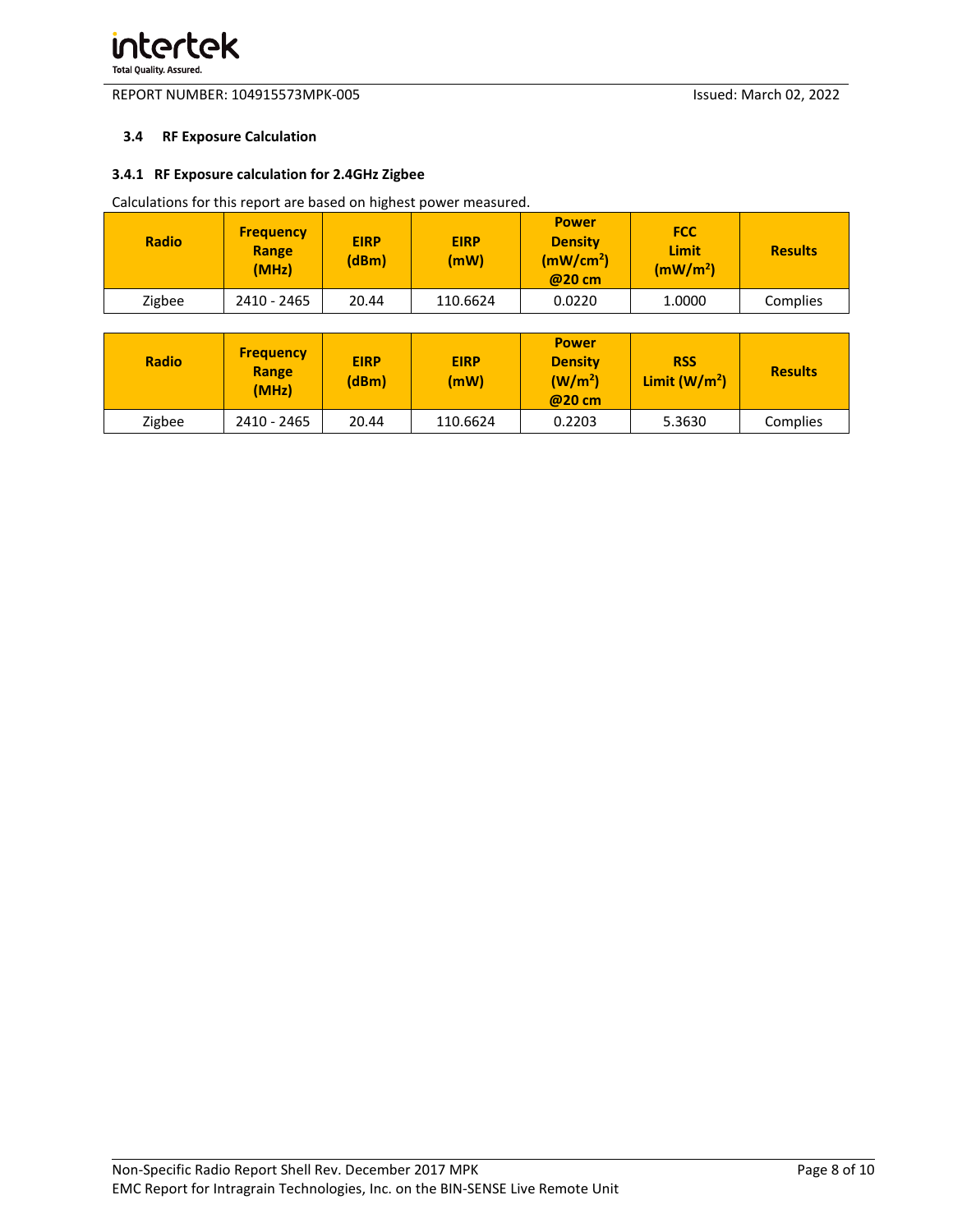### 3.4 RF Exposure Calculation

#### 3.4.1 RF Exposure calculation for 2.4GHz Zigbee

Calculations for this report are based on highest power measured.

| Radio | Frequency Range (MHz) | EIRP (dBm) | EIRP (mW) | Power Density ($mW/cm^2$) @20 cm | FCC Limit ($mW/m^2$) | Results |
|---|---|---|---|---|---|---|
| Zigbee | 2410 - 2465 | 20.44 | 110.6624 | 0.0220 | 1.0000 | Complies |

| Radio | Frequency Range (MHz) | EIRP (dBm) | EIRP (mW) | Power Density ($W/m^2$) @20 cm | RSS Limit ($W/m^2$) | Results |
|---|---|---|---|---|---|---|
| Zigbee | 2410 - 2465 | 20.44 | 110.6624 | 0.2203 | 5.3630 | Complies |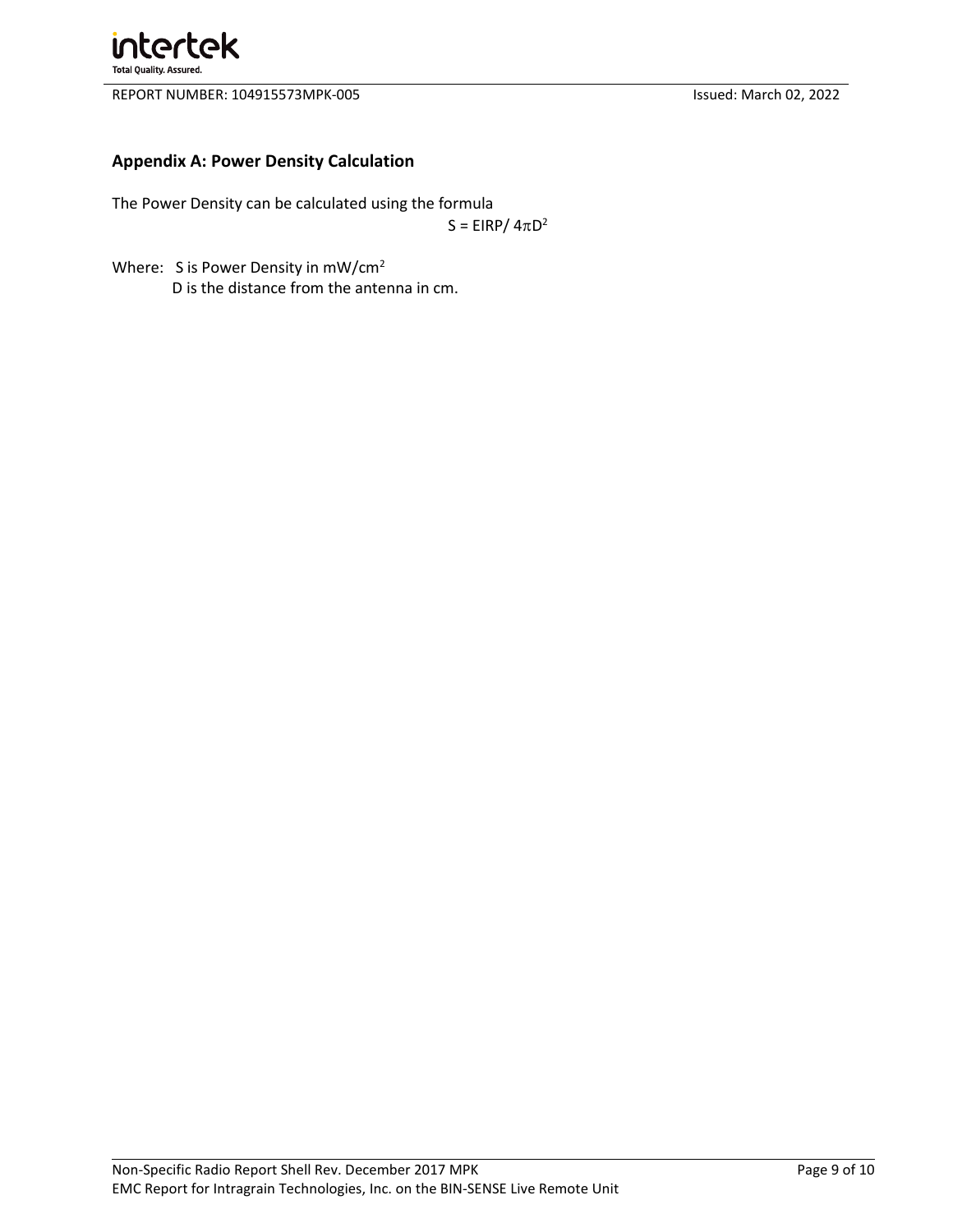## Appendix A: Power Density Calculation

The Power Density can be calculated using the formula

$$S = EIRP / 4\pi D^2$$

Where: S is Power Density in $mW/cm^2$

D is the distance from the antenna in cm.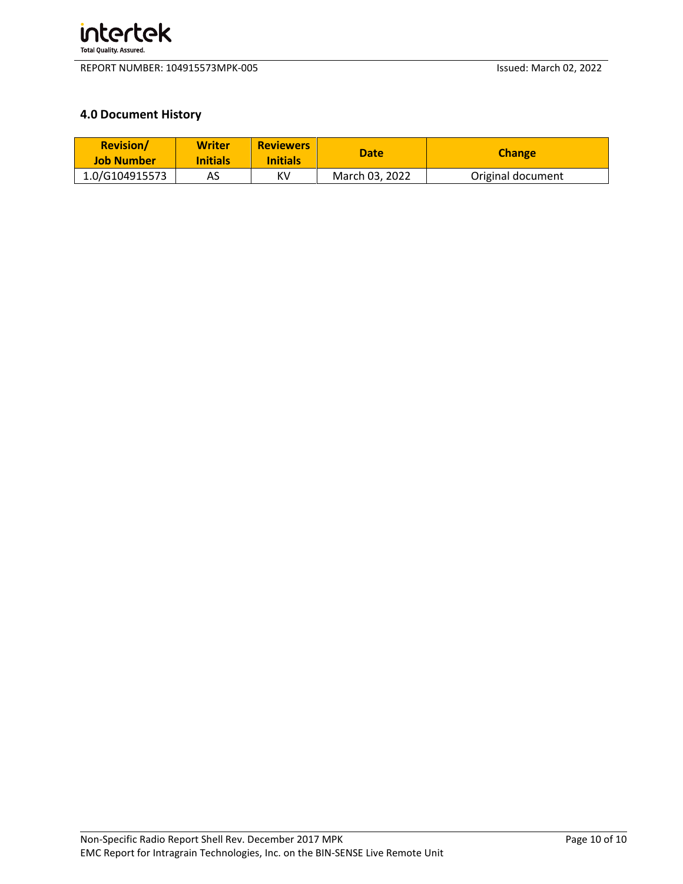## 4.0 Document History

| Revision/ Job Number | Writer Initials | Reviewers Initials | Date | Change |
|---|---|---|---|---|
| 1.0/G104915573 | AS | KV | March 03, 2022 | Original document |